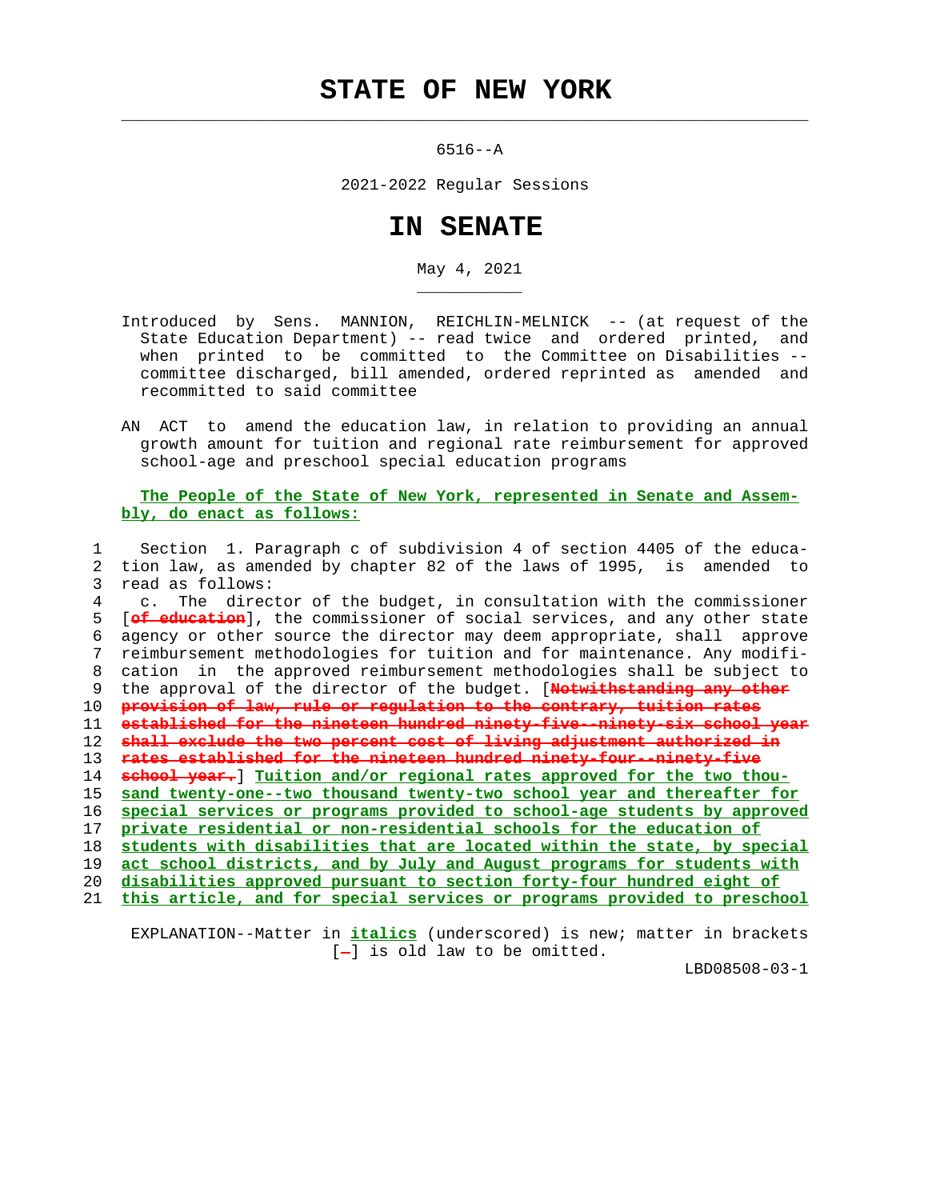# STATE OF NEW YORK

6516--A

2021-2022 Regular Sessions

# IN SENATE

May 4, 2021

Introduced by Sens. MANNION, REICHLIN-MELNICK -- (at request of the State Education Department) -- read twice and ordered printed, and when printed to be committed to the Committee on Disabilities -- committee discharged, bill amended, ordered reprinted as amended and recommitted to said committee

AN ACT to amend the education law, in relation to providing an annual growth amount for tuition and regional rate reimbursement for approved school-age and preschool special education programs

The People of the State of New York, represented in Senate and Assembly, do enact as follows:

Section 1. Paragraph c of subdivision 4 of section 4405 of the education law, as amended by chapter 82 of the laws of 1995, is amended to read as follows:

c. The director of the budget, in consultation with the commissioner [of education], the commissioner of social services, and any other state agency or other source the director may deem appropriate, shall approve reimbursement methodologies for tuition and for maintenance. Any modification in the approved reimbursement methodologies shall be subject to the approval of the director of the budget. [Notwithstanding any other provision of law, rule or regulation to the contrary, tuition rates established for the nineteen hundred ninety-five--ninety-six school year shall exclude the two percent cost of living adjustment authorized in rates established for the nineteen hundred ninety-four--ninety-five school year.] Tuition and/or regional rates approved for the two thousand twenty-one--two thousand twenty-two school year and thereafter for special services or programs provided to school-age students by approved private residential or non-residential schools for the education of students with disabilities that are located within the state, by special act school districts, and by July and August programs for students with disabilities approved pursuant to section forty-four hundred eight of this article, and for special services or programs provided to preschool

EXPLANATION--Matter in italics (underscored) is new; matter in brackets [-] is old law to be omitted.

LBD08508-03-1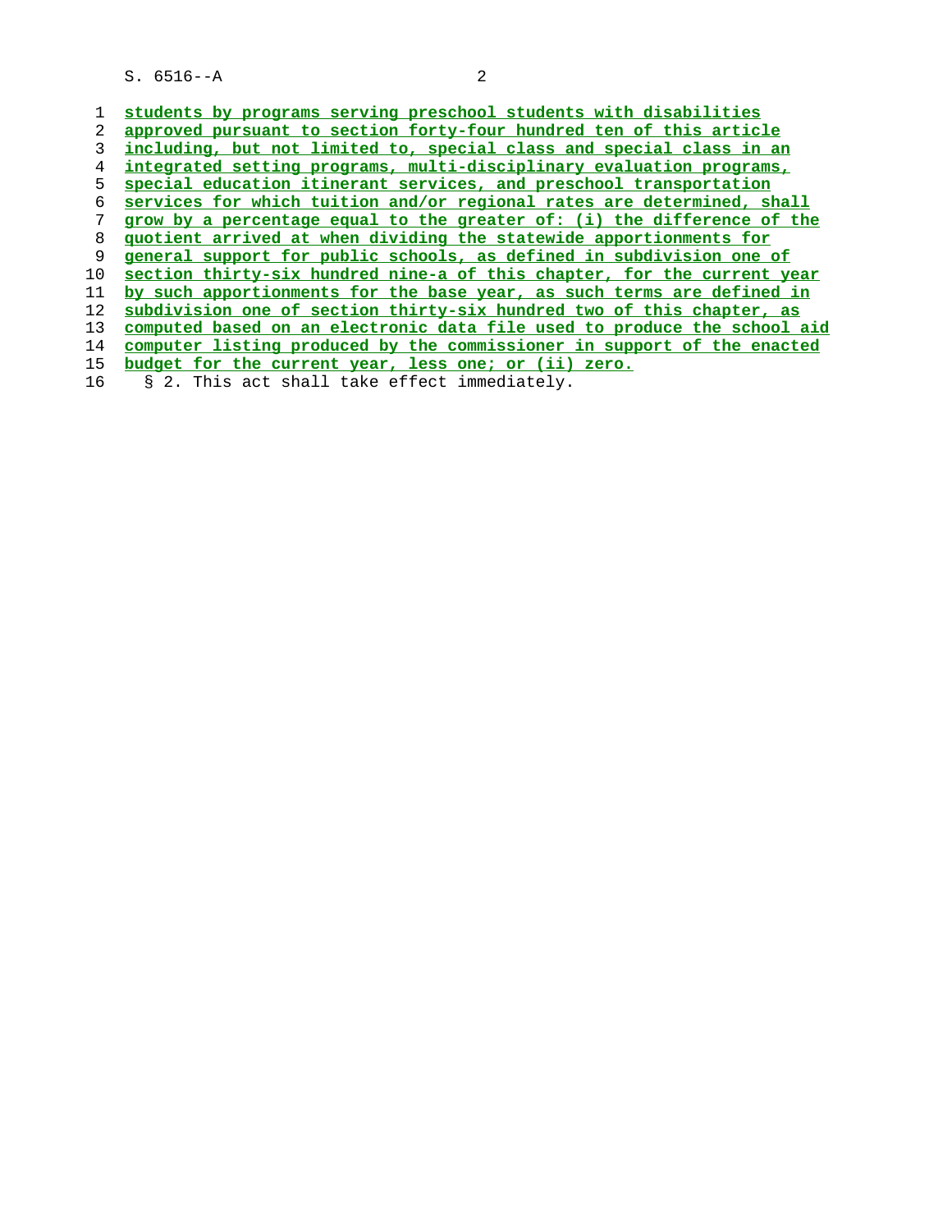students by programs serving preschool students with disabilities approved pursuant to section forty-four hundred ten of this article including, but not limited to, special class and special class in an integrated setting programs, multi-disciplinary evaluation programs, special education itinerant services, and preschool transportation services for which tuition and/or regional rates are determined, shall grow by a percentage equal to the greater of: (i) the difference of the quotient arrived at when dividing the statewide apportionments for general support for public schools, as defined in subdivision one of section thirty-six hundred nine-a of this chapter, for the current year by such apportionments for the base year, as such terms are defined in subdivision one of section thirty-six hundred two of this chapter, as computed based on an electronic data file used to produce the school aid computer listing produced by the commissioner in support of the enacted budget for the current year, less one; or (ii) zero.

§ 2. This act shall take effect immediately.